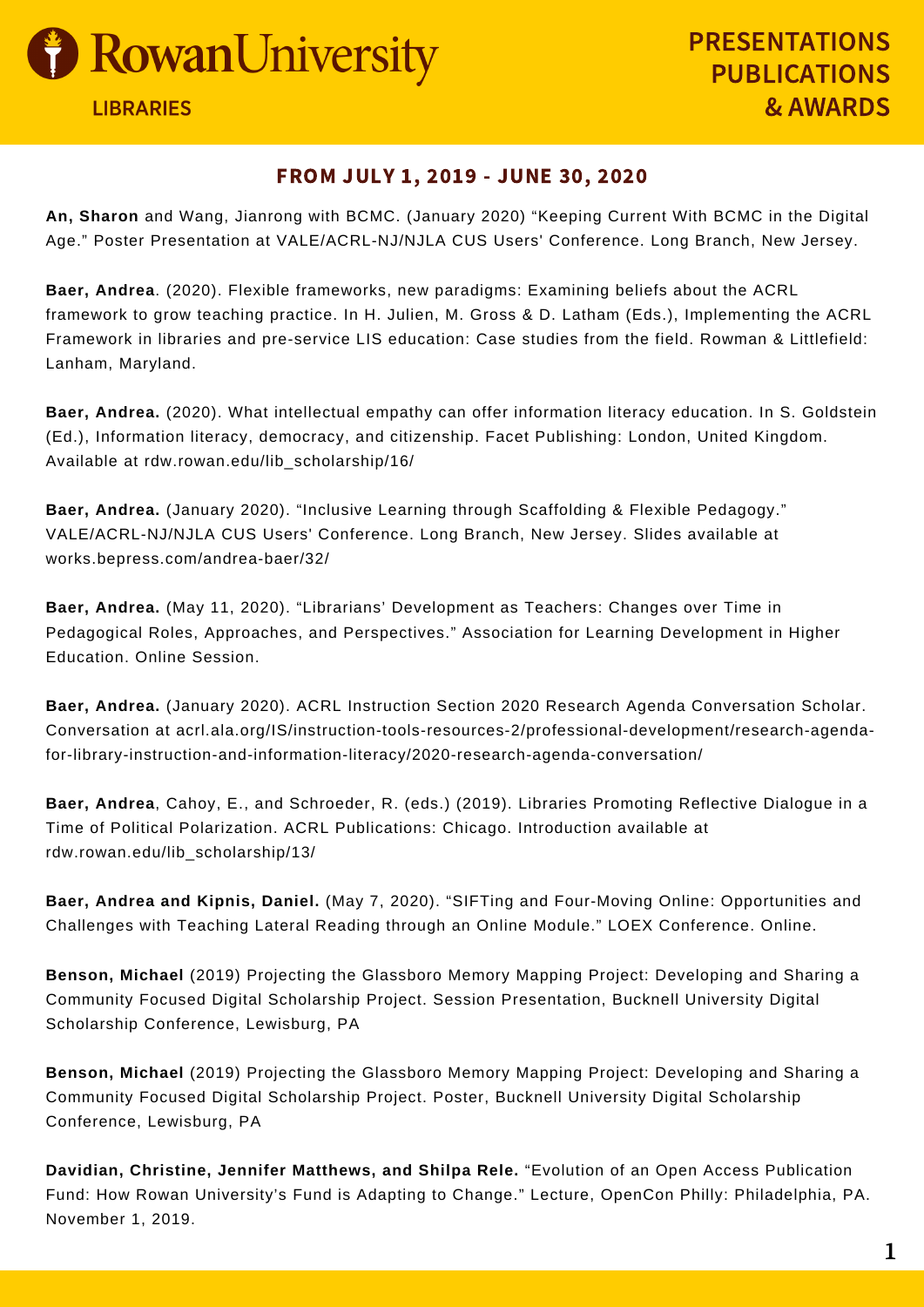# Rowan University LIBRARIES

# PRESENTATIONS PUBLICATIONS & AWARDS

## FROM JULY 1, 2019 - JUNE 30, 2020

**An, Sharon** and Wang, Jianrong with BCMC. (January 2020) "Keeping Current With BCMC in the Digital Age." Poster Presentation at VALE/ACRL-NJ/NJLA CUS Users' Conference. Long Branch, New Jersey.

**Baer, Andrea**. (2020). Flexible frameworks, new paradigms: Examining beliefs about the ACRL framework to grow teaching practice. In H. Julien, M. Gross & D. Latham (Eds.), Implementing the ACRL Framework in libraries and pre-service LIS education: Case studies from the field. Rowman & Littlefield: Lanham, Maryland.

**Baer, Andrea.** (2020). What intellectual empathy can offer information literacy education. In S. Goldstein (Ed.), Information literacy, democracy, and citizenship. Facet Publishing: London, United Kingdom. Available at rdw.rowan.edu/lib_scholarship/16/

**Baer, Andrea.** (January 2020). "Inclusive Learning through Scaffolding & Flexible Pedagogy." VALE/ACRL-NJ/NJLA CUS Users' Conference. Long Branch, New Jersey. Slides available at works.bepress.com/andrea-baer/32/

**Baer, Andrea.** (May 11, 2020). "Librarians' Development as Teachers: Changes over Time in Pedagogical Roles, Approaches, and Perspectives." Association for Learning Development in Higher Education. Online Session.

**Baer, Andrea.** (January 2020). ACRL Instruction Section 2020 Research Agenda Conversation Scholar. Conversation at acrl.ala.org/IS/instruction-tools-resources-2/professional-development/research-agenda-for-library-instruction-and-information-literacy/2020-research-agenda-conversation/

**Baer, Andrea**, Cahoy, E., and Schroeder, R. (eds.) (2019). Libraries Promoting Reflective Dialogue in a Time of Political Polarization. ACRL Publications: Chicago. Introduction available at rdw.rowan.edu/lib_scholarship/13/

**Baer, Andrea and Kipnis, Daniel.** (May 7, 2020). "SIFTing and Four-Moving Online: Opportunities and Challenges with Teaching Lateral Reading through an Online Module." LOEX Conference. Online.

**Benson, Michael** (2019) Projecting the Glassboro Memory Mapping Project: Developing and Sharing a Community Focused Digital Scholarship Project. Session Presentation, Bucknell University Digital Scholarship Conference, Lewisburg, PA

**Benson, Michael** (2019) Projecting the Glassboro Memory Mapping Project: Developing and Sharing a Community Focused Digital Scholarship Project. Poster, Bucknell University Digital Scholarship Conference, Lewisburg, PA

**Davidian, Christine, Jennifer Matthews, and Shilpa Rele.** "Evolution of an Open Access Publication Fund: How Rowan University's Fund is Adapting to Change." Lecture, OpenCon Philly: Philadelphia, PA. November 1, 2019.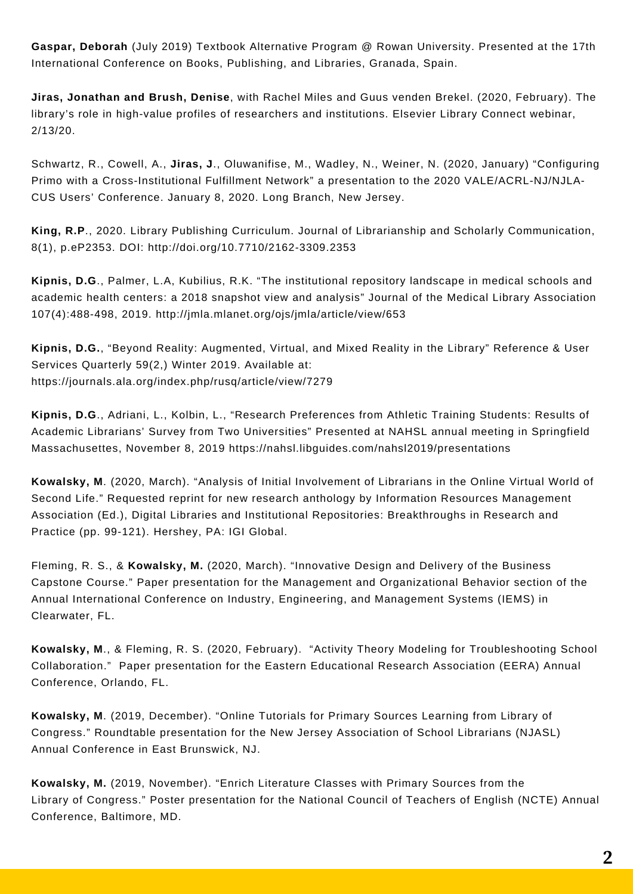**Gaspar, Deborah** (July 2019) Textbook Alternative Program @ Rowan University. Presented at the 17th International Conference on Books, Publishing, and Libraries, Granada, Spain.

**Jiras, Jonathan and Brush, Denise**, with Rachel Miles and Guus venden Brekel. (2020, February). The library's role in high-value profiles of researchers and institutions. Elsevier Library Connect webinar, 2/13/20.

Schwartz, R., Cowell, A., **Jiras, J**., Oluwanifise, M., Wadley, N., Weiner, N. (2020, January) "Configuring Primo with a Cross-Institutional Fulfillment Network" a presentation to the 2020 VALE/ACRL-NJ/NJLA-CUS Users' Conference. January 8, 2020. Long Branch, New Jersey.

**King, R.P**., 2020. Library Publishing Curriculum. Journal of Librarianship and Scholarly Communication, 8(1), p.eP2353. DOI: http://doi.org/10.7710/2162-3309.2353

**Kipnis, D.G**., Palmer, L.A, Kubilius, R.K. "The institutional repository landscape in medical schools and academic health centers: a 2018 snapshot view and analysis" Journal of the Medical Library Association 107(4):488-498, 2019. http://jmla.mlanet.org/ojs/jmla/article/view/653

**Kipnis, D.G.**, "Beyond Reality: Augmented, Virtual, and Mixed Reality in the Library" Reference & User Services Quarterly 59(2,) Winter 2019. Available at: https://journals.ala.org/index.php/rusq/article/view/7279

**Kipnis, D.G**., Adriani, L., Kolbin, L., "Research Preferences from Athletic Training Students: Results of Academic Librarians' Survey from Two Universities" Presented at NAHSL annual meeting in Springfield Massachusettes, November 8, 2019 https://nahsl.libguides.com/nahsl2019/presentations

**Kowalsky, M**. (2020, March). "Analysis of Initial Involvement of Librarians in the Online Virtual World of Second Life." Requested reprint for new research anthology by Information Resources Management Association (Ed.), Digital Libraries and Institutional Repositories: Breakthroughs in Research and Practice (pp. 99-121). Hershey, PA: IGI Global.

Fleming, R. S., & **Kowalsky, M.** (2020, March). "Innovative Design and Delivery of the Business Capstone Course." Paper presentation for the Management and Organizational Behavior section of the Annual International Conference on Industry, Engineering, and Management Systems (IEMS) in Clearwater, FL.

**Kowalsky, M**., & Fleming, R. S. (2020, February). "Activity Theory Modeling for Troubleshooting School Collaboration." Paper presentation for the Eastern Educational Research Association (EERA) Annual Conference, Orlando, FL.

**Kowalsky, M**. (2019, December). "Online Tutorials for Primary Sources Learning from Library of Congress." Roundtable presentation for the New Jersey Association of School Librarians (NJASL) Annual Conference in East Brunswick, NJ.

**Kowalsky, M.** (2019, November). "Enrich Literature Classes with Primary Sources from the Library of Congress." Poster presentation for the National Council of Teachers of English (NCTE) Annual Conference, Baltimore, MD.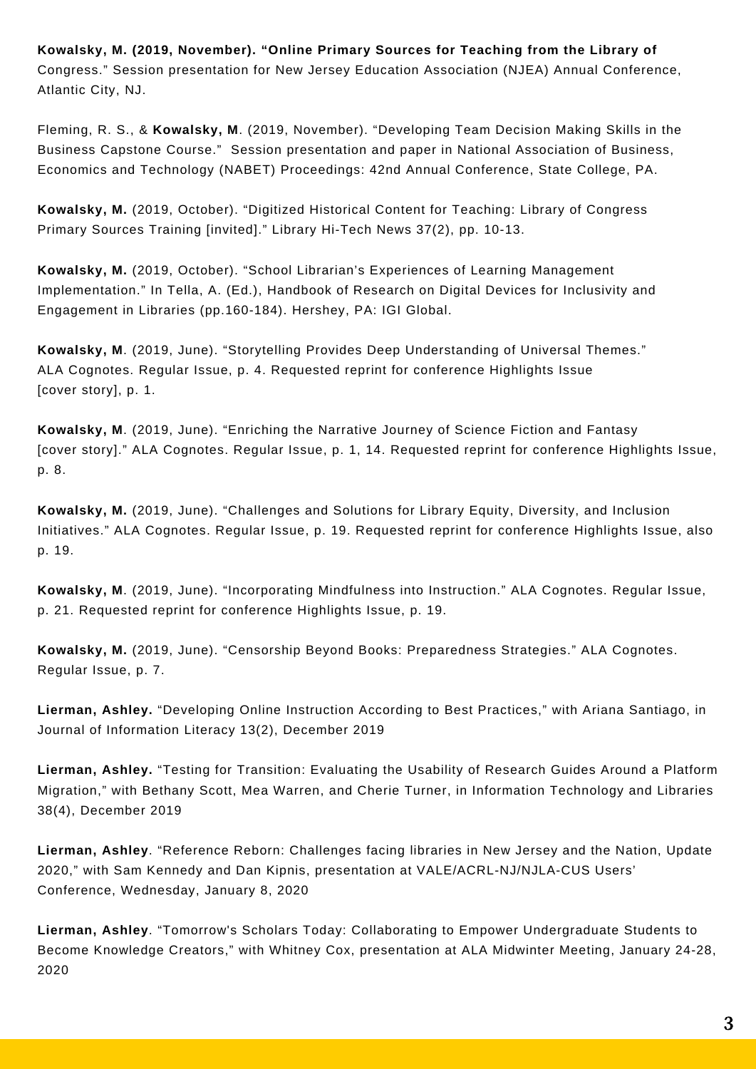**Kowalsky, M. (2019, November). "Online Primary Sources for Teaching from the Library of** Congress." Session presentation for New Jersey Education Association (NJEA) Annual Conference, Atlantic City, NJ.

Fleming, R. S., & **Kowalsky, M**. (2019, November). "Developing Team Decision Making Skills in the Business Capstone Course." Session presentation and paper in National Association of Business, Economics and Technology (NABET) Proceedings: 42nd Annual Conference, State College, PA.

**Kowalsky, M.** (2019, October). "Digitized Historical Content for Teaching: Library of Congress Primary Sources Training [invited]." Library Hi-Tech News 37(2), pp. 10-13.

**Kowalsky, M.** (2019, October). "School Librarian's Experiences of Learning Management Implementation." In Tella, A. (Ed.), Handbook of Research on Digital Devices for Inclusivity and Engagement in Libraries (pp.160-184). Hershey, PA: IGI Global.

**Kowalsky, M**. (2019, June). "Storytelling Provides Deep Understanding of Universal Themes." ALA Cognotes. Regular Issue, p. 4. Requested reprint for conference Highlights Issue [cover story], p. 1.

**Kowalsky, M**. (2019, June). "Enriching the Narrative Journey of Science Fiction and Fantasy [cover story]." ALA Cognotes. Regular Issue, p. 1, 14. Requested reprint for conference Highlights Issue, p. 8.

**Kowalsky, M.** (2019, June). "Challenges and Solutions for Library Equity, Diversity, and Inclusion Initiatives." ALA Cognotes. Regular Issue, p. 19. Requested reprint for conference Highlights Issue, also p. 19.

**Kowalsky, M**. (2019, June). "Incorporating Mindfulness into Instruction." ALA Cognotes. Regular Issue, p. 21. Requested reprint for conference Highlights Issue, p. 19.

**Kowalsky, M.** (2019, June). "Censorship Beyond Books: Preparedness Strategies." ALA Cognotes. Regular Issue, p. 7.

**Lierman, Ashley.** "Developing Online Instruction According to Best Practices," with Ariana Santiago, in Journal of Information Literacy 13(2), December 2019

**Lierman, Ashley.** "Testing for Transition: Evaluating the Usability of Research Guides Around a Platform Migration," with Bethany Scott, Mea Warren, and Cherie Turner, in Information Technology and Libraries 38(4), December 2019

**Lierman, Ashley**. "Reference Reborn: Challenges facing libraries in New Jersey and the Nation, Update 2020," with Sam Kennedy and Dan Kipnis, presentation at VALE/ACRL-NJ/NJLA-CUS Users' Conference, Wednesday, January 8, 2020

**Lierman, Ashley**. "Tomorrow's Scholars Today: Collaborating to Empower Undergraduate Students to Become Knowledge Creators," with Whitney Cox, presentation at ALA Midwinter Meeting, January 24-28, 2020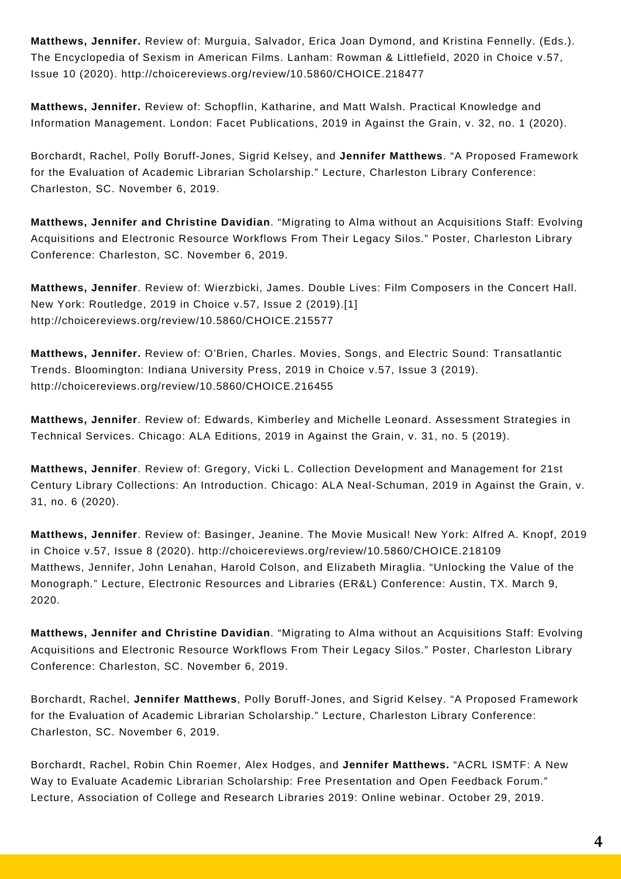**Matthews, Jennifer.** Review of: Murguia, Salvador, Erica Joan Dymond, and Kristina Fennelly. (Eds.). The Encyclopedia of Sexism in American Films. Lanham: Rowman & Littlefield, 2020 in Choice v.57, Issue 10 (2020). http://choicereviews.org/review/10.5860/CHOICE.218477

**Matthews, Jennifer.** Review of: Schopflin, Katharine, and Matt Walsh. Practical Knowledge and Information Management. London: Facet Publications, 2019 in Against the Grain, v. 32, no. 1 (2020).

Borchardt, Rachel, Polly Boruff-Jones, Sigrid Kelsey, and **Jennifer Matthews**. "A Proposed Framework for the Evaluation of Academic Librarian Scholarship." Lecture, Charleston Library Conference: Charleston, SC. November 6, 2019.

**Matthews, Jennifer and Christine Davidian**. "Migrating to Alma without an Acquisitions Staff: Evolving Acquisitions and Electronic Resource Workflows From Their Legacy Silos." Poster, Charleston Library Conference: Charleston, SC. November 6, 2019.

**Matthews, Jennifer**. Review of: Wierzbicki, James. Double Lives: Film Composers in the Concert Hall. New York: Routledge, 2019 in Choice v.57, Issue 2 (2019).[1] http://choicereviews.org/review/10.5860/CHOICE.215577

**Matthews, Jennifer.** Review of: O'Brien, Charles. Movies, Songs, and Electric Sound: Transatlantic Trends. Bloomington: Indiana University Press, 2019 in Choice v.57, Issue 3 (2019). http://choicereviews.org/review/10.5860/CHOICE.216455

**Matthews, Jennifer**. Review of: Edwards, Kimberley and Michelle Leonard. Assessment Strategies in Technical Services. Chicago: ALA Editions, 2019 in Against the Grain, v. 31, no. 5 (2019).

**Matthews, Jennifer**. Review of: Gregory, Vicki L. Collection Development and Management for 21st Century Library Collections: An Introduction. Chicago: ALA Neal-Schuman, 2019 in Against the Grain, v. 31, no. 6 (2020).

**Matthews, Jennifer**. Review of: Basinger, Jeanine. The Movie Musical! New York: Alfred A. Knopf, 2019 in Choice v.57, Issue 8 (2020). http://choicereviews.org/review/10.5860/CHOICE.218109
Matthews, Jennifer, John Lenahan, Harold Colson, and Elizabeth Miraglia. "Unlocking the Value of the Monograph." Lecture, Electronic Resources and Libraries (ER&L) Conference: Austin, TX. March 9, 2020.

**Matthews, Jennifer and Christine Davidian**. "Migrating to Alma without an Acquisitions Staff: Evolving Acquisitions and Electronic Resource Workflows From Their Legacy Silos." Poster, Charleston Library Conference: Charleston, SC. November 6, 2019.

Borchardt, Rachel, **Jennifer Matthews**, Polly Boruff-Jones, and Sigrid Kelsey. "A Proposed Framework for the Evaluation of Academic Librarian Scholarship." Lecture, Charleston Library Conference: Charleston, SC. November 6, 2019.

Borchardt, Rachel, Robin Chin Roemer, Alex Hodges, and **Jennifer Matthews.** "ACRL ISMTF: A New Way to Evaluate Academic Librarian Scholarship: Free Presentation and Open Feedback Forum." Lecture, Association of College and Research Libraries 2019: Online webinar. October 29, 2019.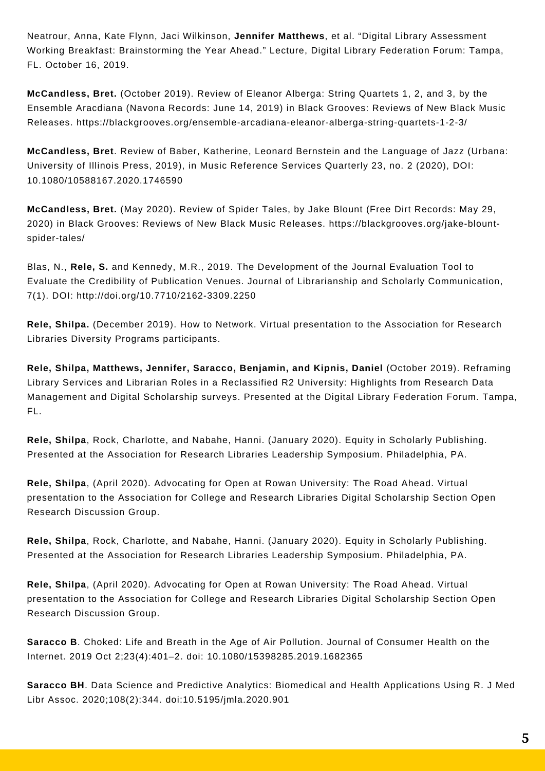Neatrour, Anna, Kate Flynn, Jaci Wilkinson, **Jennifer Matthews**, et al. "Digital Library Assessment Working Breakfast: Brainstorming the Year Ahead." Lecture, Digital Library Federation Forum: Tampa, FL. October 16, 2019.

**McCandless, Bret.** (October 2019). Review of Eleanor Alberga: String Quartets 1, 2, and 3, by the Ensemble Aracdiana (Navona Records: June 14, 2019) in Black Grooves: Reviews of New Black Music Releases. https://blackgrooves.org/ensemble-arcadiana-eleanor-alberga-string-quartets-1-2-3/

**McCandless, Bret**. Review of Baber, Katherine, Leonard Bernstein and the Language of Jazz (Urbana: University of Illinois Press, 2019), in Music Reference Services Quarterly 23, no. 2 (2020), DOI: 10.1080/10588167.2020.1746590

**McCandless, Bret.** (May 2020). Review of Spider Tales, by Jake Blount (Free Dirt Records: May 29, 2020) in Black Grooves: Reviews of New Black Music Releases. https://blackgrooves.org/jake-blount-spider-tales/

Blas, N., **Rele, S.** and Kennedy, M.R., 2019. The Development of the Journal Evaluation Tool to Evaluate the Credibility of Publication Venues. Journal of Librarianship and Scholarly Communication, 7(1). DOI: http://doi.org/10.7710/2162-3309.2250

**Rele, Shilpa.** (December 2019). How to Network. Virtual presentation to the Association for Research Libraries Diversity Programs participants.

**Rele, Shilpa, Matthews, Jennifer, Saracco, Benjamin, and Kipnis, Daniel** (October 2019). Reframing Library Services and Librarian Roles in a Reclassified R2 University: Highlights from Research Data Management and Digital Scholarship surveys. Presented at the Digital Library Federation Forum. Tampa, FL.

**Rele, Shilpa**, Rock, Charlotte, and Nabahe, Hanni. (January 2020). Equity in Scholarly Publishing. Presented at the Association for Research Libraries Leadership Symposium. Philadelphia, PA.

**Rele, Shilpa**, (April 2020). Advocating for Open at Rowan University: The Road Ahead. Virtual presentation to the Association for College and Research Libraries Digital Scholarship Section Open Research Discussion Group.

**Rele, Shilpa**, Rock, Charlotte, and Nabahe, Hanni. (January 2020). Equity in Scholarly Publishing. Presented at the Association for Research Libraries Leadership Symposium. Philadelphia, PA.

**Rele, Shilpa**, (April 2020). Advocating for Open at Rowan University: The Road Ahead. Virtual presentation to the Association for College and Research Libraries Digital Scholarship Section Open Research Discussion Group.

**Saracco B**. Choked: Life and Breath in the Age of Air Pollution. Journal of Consumer Health on the Internet. 2019 Oct 2;23(4):401–2. doi: 10.1080/15398285.2019.1682365

**Saracco BH**. Data Science and Predictive Analytics: Biomedical and Health Applications Using R. J Med Libr Assoc. 2020;108(2):344. doi:10.5195/jmla.2020.901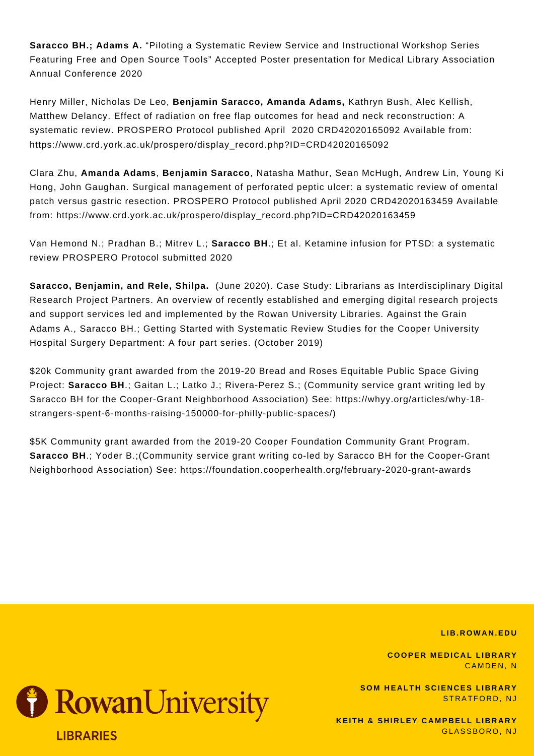**Saracco BH.; Adams A.** "Piloting a Systematic Review Service and Instructional Workshop Series Featuring Free and Open Source Tools" Accepted Poster presentation for Medical Library Association Annual Conference 2020

Henry Miller, Nicholas De Leo, **Benjamin Saracco, Amanda Adams,** Kathryn Bush, Alec Kellish, Matthew Delancy. Effect of radiation on free flap outcomes for head and neck reconstruction: A systematic review. PROSPERO Protocol published April 2020 CRD42020165092 Available from: https://www.crd.york.ac.uk/prospero/display_record.php?ID=CRD42020165092

Clara Zhu, **Amanda Adams**, **Benjamin Saracco**, Natasha Mathur, Sean McHugh, Andrew Lin, Young Ki Hong, John Gaughan. Surgical management of perforated peptic ulcer: a systematic review of omental patch versus gastric resection. PROSPERO Protocol published April 2020 CRD42020163459 Available from: https://www.crd.york.ac.uk/prospero/display_record.php?ID=CRD42020163459

Van Hemond N.; Pradhan B.; Mitrev L.; **Saracco BH**.; Et al. Ketamine infusion for PTSD: a systematic review PROSPERO Protocol submitted 2020

**Saracco, Benjamin, and Rele, Shilpa.** (June 2020). Case Study: Librarians as Interdisciplinary Digital Research Project Partners. An overview of recently established and emerging digital research projects and support services led and implemented by the Rowan University Libraries. Against the Grain
Adams A., Saracco BH.; Getting Started with Systematic Review Studies for the Cooper University Hospital Surgery Department: A four part series. (October 2019)

$20k Community grant awarded from the 2019-20 Bread and Roses Equitable Public Space Giving Project: **Saracco BH**.; Gaitan L.; Latko J.; Rivera-Perez S.; (Community service grant writing led by Saracco BH for the Cooper-Grant Neighborhood Association) See: https://whyy.org/articles/why-18-strangers-spent-6-months-raising-150000-for-philly-public-spaces/)

$5K Community grant awarded from the 2019-20 Cooper Foundation Community Grant Program. **Saracco BH**.; Yoder B.;(Community service grant writing co-led by Saracco BH for the Cooper-Grant Neighborhood Association) See: https://foundation.cooperhealth.org/february-2020-grant-awards

**LIB.ROWAN.EDU**

**COOPER MEDICAL LIBRARY**
CAMDEN, N

**SOM HEALTH SCIENCES LIBRARY**
STRATFORD, NJ

**KEITH & SHIRLEY CAMPBELL LIBRARY**
GLASSBORO, NJ

Rowan University
LIBRARIES